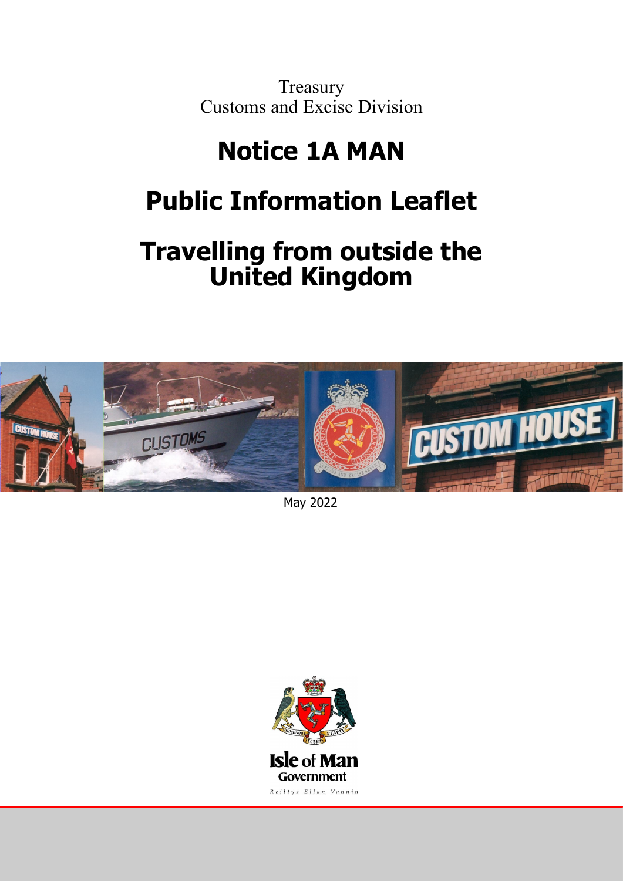Treasury
Customs and Excise Division

# Notice 1A MAN

# Public Information Leaflet

# Travelling from outside the United Kingdom

May 2022

Isle of Man Government

Reiltys Ellan Vannin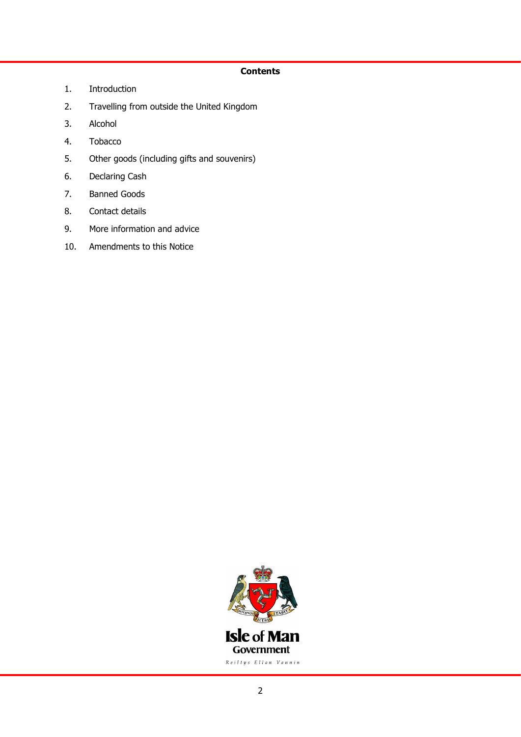**Contents**

1. Introduction
2. Travelling from outside the United Kingdom
3. Alcohol
4. Tobacco
5. Other goods (including gifts and souvenirs)
6. Declaring Cash
7. Banned Goods
8. Contact details
9. More information and advice
10. Amendments to this Notice

Isle of Man Government

Reiltys Ellan Vannin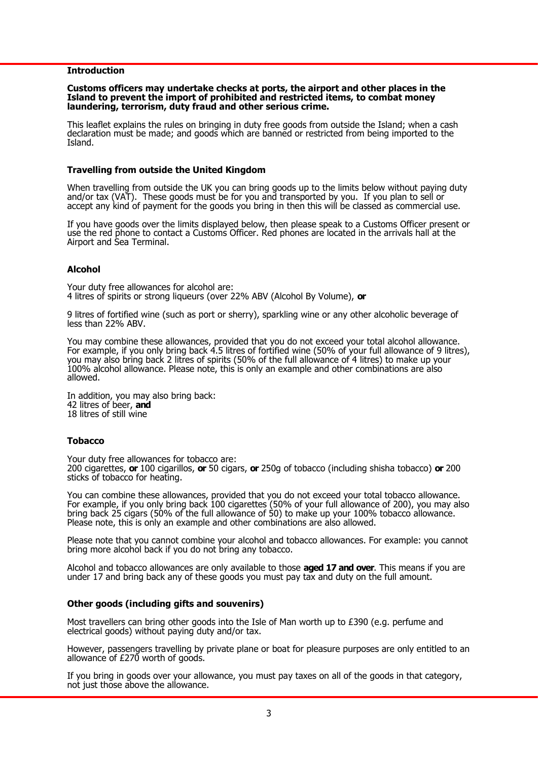## Introduction

**Customs officers may undertake checks at ports, the airport and other places in the Island to prevent the import of prohibited and restricted items, to combat money laundering, terrorism, duty fraud and other serious crime.**

This leaflet explains the rules on bringing in duty free goods from outside the Island; when a cash declaration must be made; and goods which are banned or restricted from being imported to the Island.

## Travelling from outside the United Kingdom

When travelling from outside the UK you can bring goods up to the limits below without paying duty and/or tax (VAT). These goods must be for you and transported by you. If you plan to sell or accept any kind of payment for the goods you bring in then this will be classed as commercial use.

If you have goods over the limits displayed below, then please speak to a Customs Officer present or use the red phone to contact a Customs Officer. Red phones are located in the arrivals hall at the Airport and Sea Terminal.

### Alcohol

Your duty free allowances for alcohol are:
4 litres of spirits or strong liqueurs (over 22% ABV (Alcohol By Volume), **or**

9 litres of fortified wine (such as port or sherry), sparkling wine or any other alcoholic beverage of less than 22% ABV.

You may combine these allowances, provided that you do not exceed your total alcohol allowance. For example, if you only bring back 4.5 litres of fortified wine (50% of your full allowance of 9 litres), you may also bring back 2 litres of spirits (50% of the full allowance of 4 litres) to make up your 100% alcohol allowance. Please note, this is only an example and other combinations are also allowed.

In addition, you may also bring back:
42 litres of beer, **and**
18 litres of still wine

### Tobacco

Your duty free allowances for tobacco are:
200 cigarettes, **or** 100 cigarillos, **or** 50 cigars, **or** 250g of tobacco (including shisha tobacco) **or** 200 sticks of tobacco for heating.

You can combine these allowances, provided that you do not exceed your total tobacco allowance. For example, if you only bring back 100 cigarettes (50% of your full allowance of 200), you may also bring back 25 cigars (50% of the full allowance of 50) to make up your 100% tobacco allowance. Please note, this is only an example and other combinations are also allowed.

Please note that you cannot combine your alcohol and tobacco allowances. For example: you cannot bring more alcohol back if you do not bring any tobacco.

Alcohol and tobacco allowances are only available to those **aged 17 and over**. This means if you are under 17 and bring back any of these goods you must pay tax and duty on the full amount.

### Other goods (including gifts and souvenirs)

Most travellers can bring other goods into the Isle of Man worth up to £390 (e.g. perfume and electrical goods) without paying duty and/or tax.

However, passengers travelling by private plane or boat for pleasure purposes are only entitled to an allowance of £270 worth of goods.

If you bring in goods over your allowance, you must pay taxes on all of the goods in that category, not just those above the allowance.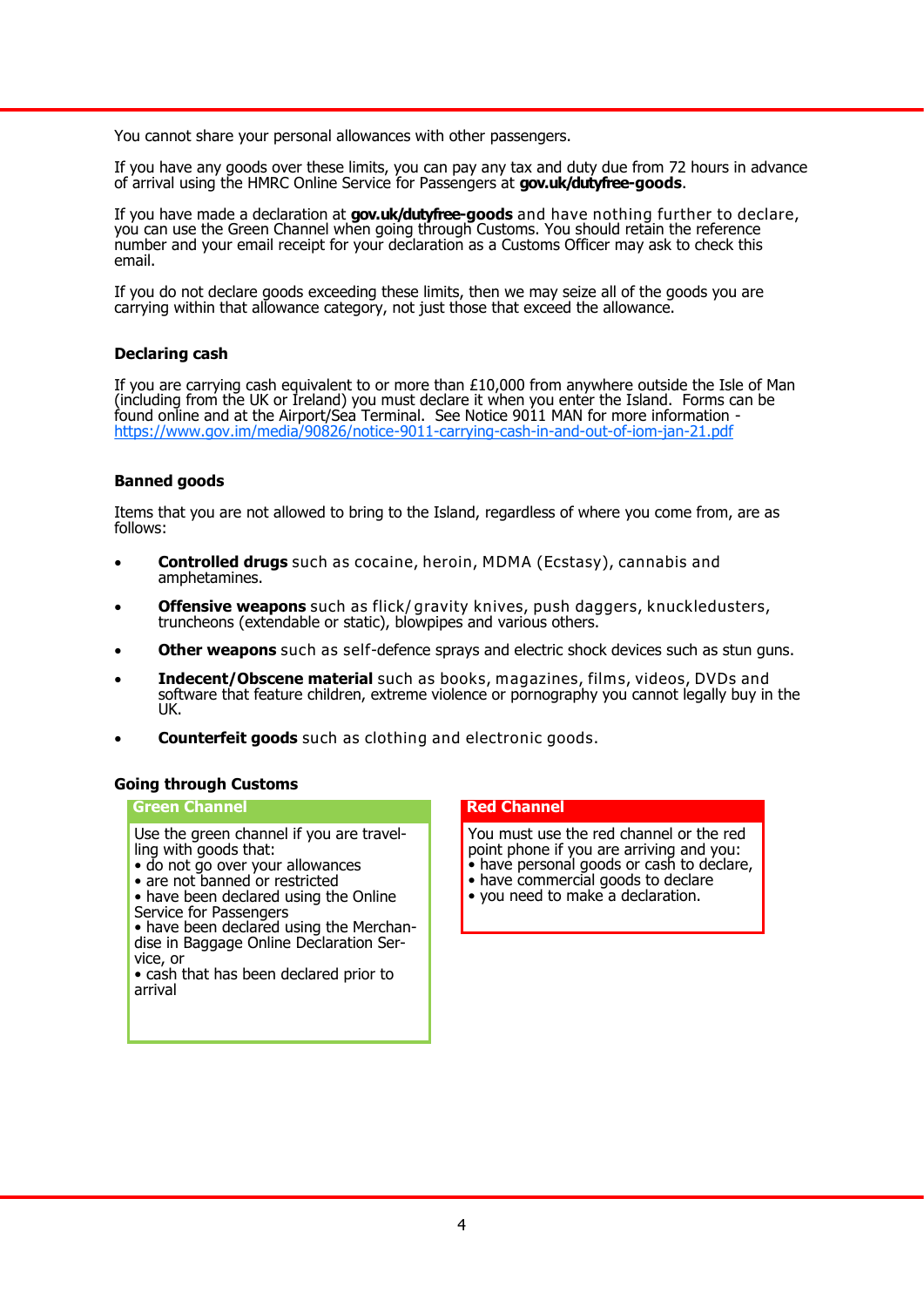You cannot share your personal allowances with other passengers.

If you have any goods over these limits, you can pay any tax and duty due from 72 hours in advance of arrival using the HMRC Online Service for Passengers at **gov.uk/dutyfree-goods**.

If you have made a declaration at **gov.uk/dutyfree-goods** and have nothing further to declare, you can use the Green Channel when going through Customs. You should retain the reference number and your email receipt for your declaration as a Customs Officer may ask to check this email.

If you do not declare goods exceeding these limits, then we may seize all of the goods you are carrying within that allowance category, not just those that exceed the allowance.

### Declaring cash

If you are carrying cash equivalent to or more than £10,000 from anywhere outside the Isle of Man (including from the UK or Ireland) you must declare it when you enter the Island. Forms can be found online and at the Airport/Sea Terminal. See Notice 9011 MAN for more information - https://www.gov.im/media/90826/notice-9011-carrying-cash-in-and-out-of-iom-jan-21.pdf

### Banned goods

Items that you are not allowed to bring to the Island, regardless of where you come from, are as follows:

- **Controlled drugs** such as cocaine, heroin, MDMA (Ecstasy), cannabis and amphetamines.
- **Offensive weapons** such as flick/gravity knives, push daggers, knuckledusters, truncheons (extendable or static), blowpipes and various others.
- **Other weapons** such as self-defence sprays and electric shock devices such as stun guns.
- **Indecent/Obscene material** such as books, magazines, films, videos, DVDs and software that feature children, extreme violence or pornography you cannot legally buy in the UK.
- **Counterfeit goods** such as clothing and electronic goods.

### Going through Customs

**Green Channel**

Use the green channel if you are travelling with goods that:
- do not go over your allowances
- are not banned or restricted
- have been declared using the Online Service for Passengers
- have been declared using the Merchandise in Baggage Online Declaration Service, or
- cash that has been declared prior to arrival

**Red Channel**

You must use the red channel or the red point phone if you are arriving and you:
- have personal goods or cash to declare,
- have commercial goods to declare
- you need to make a declaration.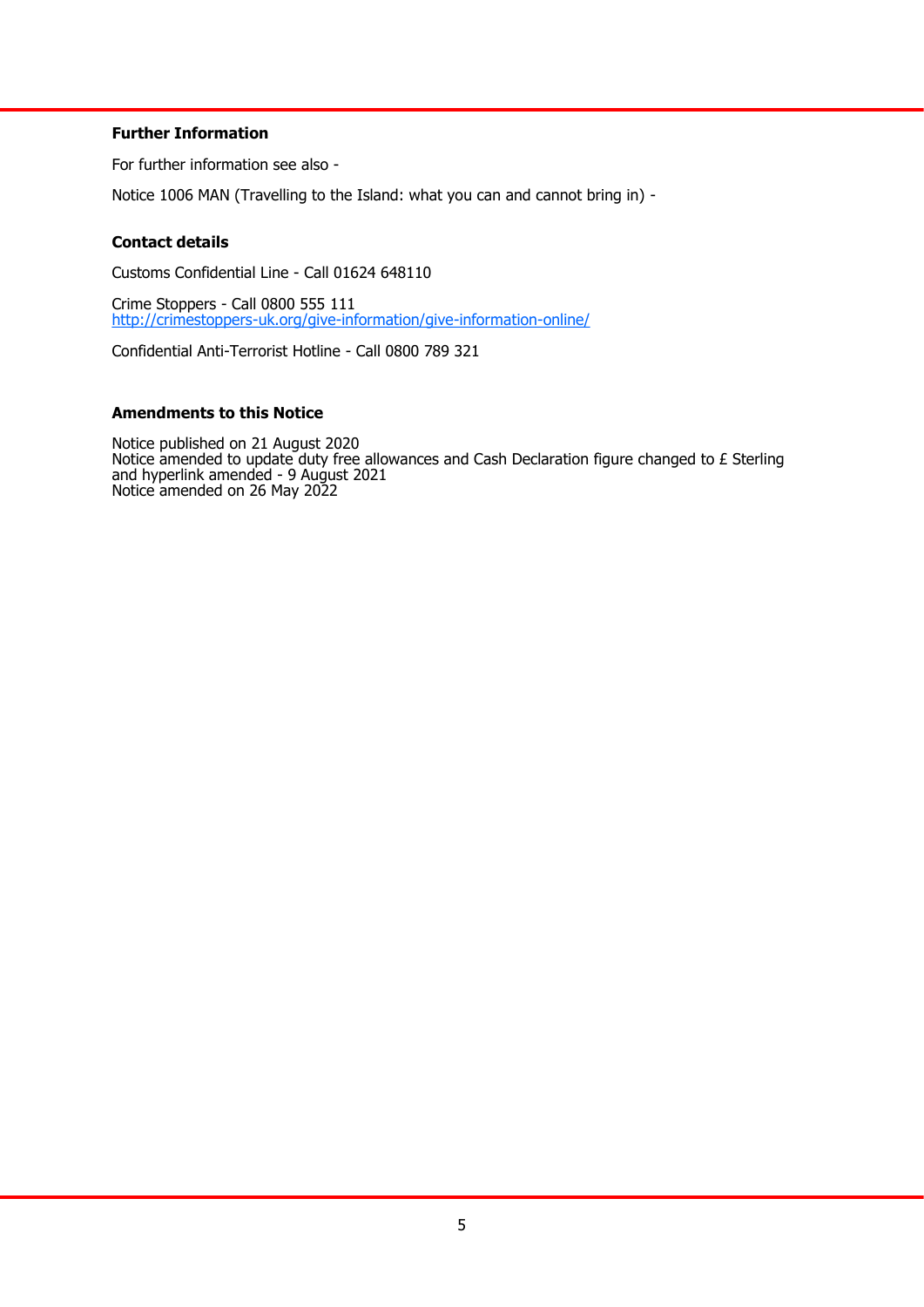### Further Information

For further information see also -

Notice 1006 MAN (Travelling to the Island: what you can and cannot bring in) -

### Contact details

Customs Confidential Line - Call 01624 648110

Crime Stoppers - Call 0800 555 111
http://crimestoppers-uk.org/give-information/give-information-online/

Confidential Anti-Terrorist Hotline - Call 0800 789 321

### Amendments to this Notice

Notice published on 21 August 2020
Notice amended to update duty free allowances and Cash Declaration figure changed to £ Sterling and hyperlink amended - 9 August 2021
Notice amended on 26 May 2022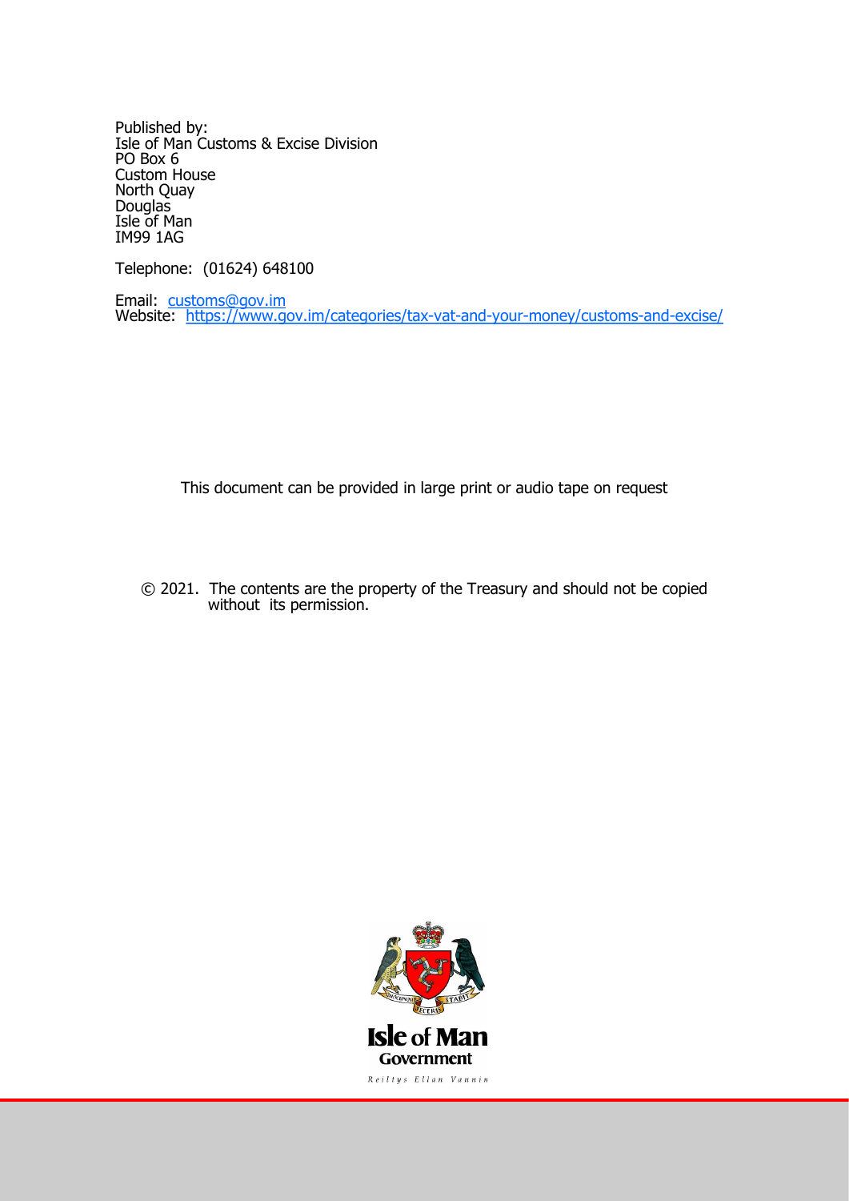Published by:
Isle of Man Customs & Excise Division
PO Box 6
Custom House
North Quay
Douglas
Isle of Man
IM99 1AG

Telephone: (01624) 648100

Email: customs@gov.im
Website: https://www.gov.im/categories/tax-vat-and-your-money/customs-and-excise/

This document can be provided in large print or audio tape on request

© 2021. The contents are the property of the Treasury and should not be copied without its permission.

Isle of Man Government

Reiltys Ellan Vannin